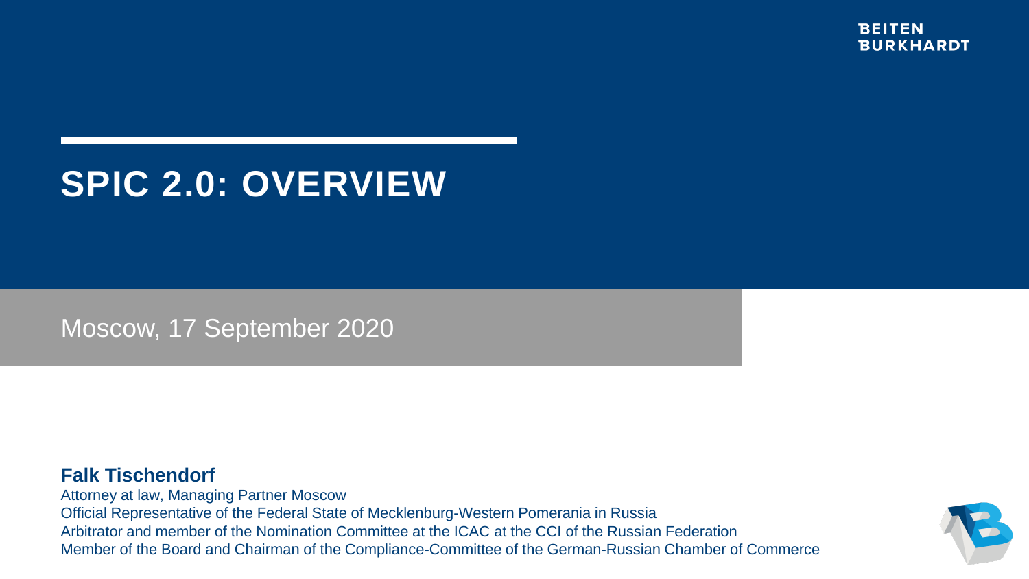BEITEN BURKHARDT

# SPIC 2.0: OVERVIEW

Moscow, 17 September 2020

**Falk Tischendorf**
Attorney at law, Managing Partner Moscow
Official Representative of the Federal State of Mecklenburg-Western Pomerania in Russia
Arbitrator and member of the Nomination Committee at the ICAC at the CCI of the Russian Federation
Member of the Board and Chairman of the Compliance-Committee of the German-Russian Chamber of Commerce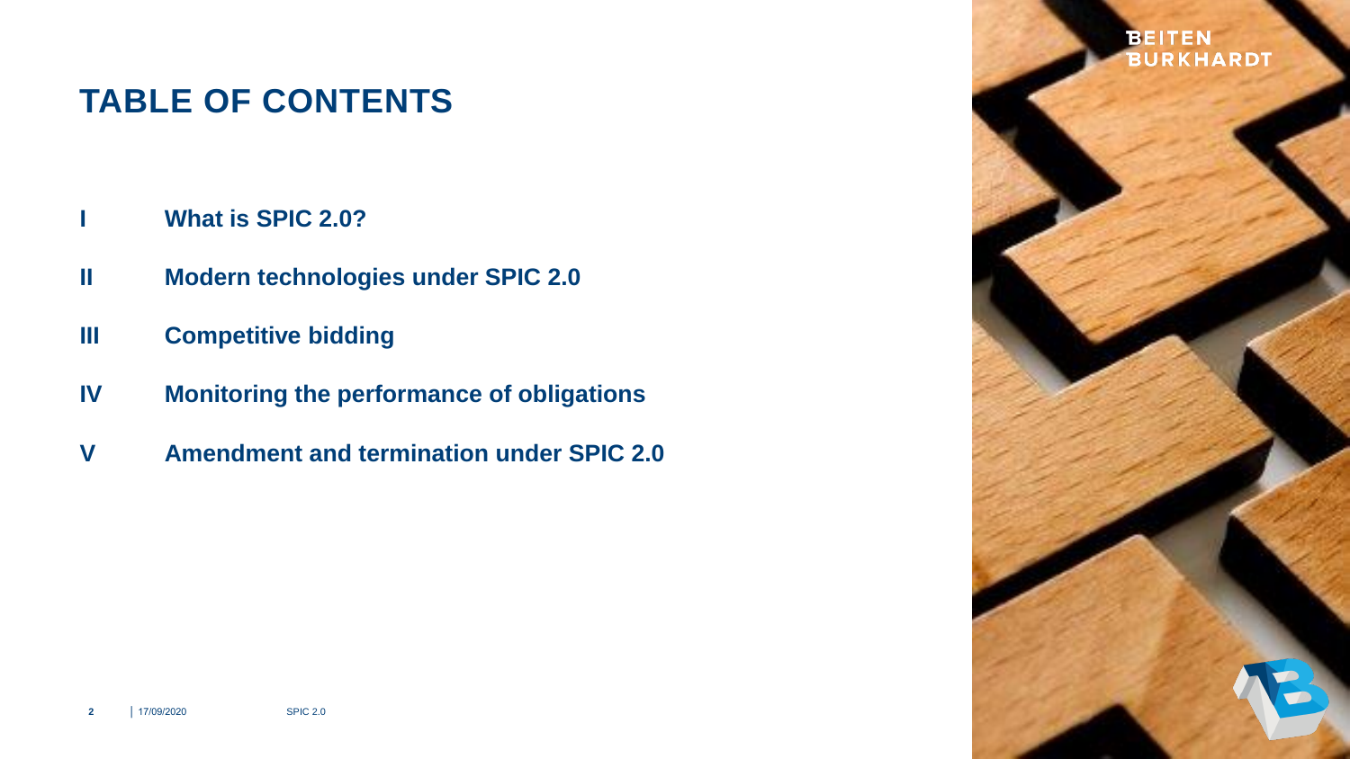# TABLE OF CONTENTS

| | |
|---|---|
| I | What is SPIC 2.0? |
| II | Modern technologies under SPIC 2.0 |
| III | Competitive bidding |
| IV | Monitoring the performance of obligations |
| V | Amendment and termination under SPIC 2.0 |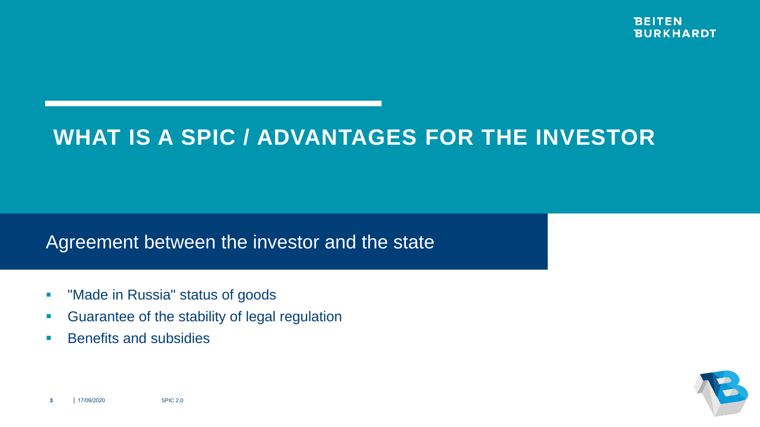# WHAT IS A SPIC / ADVANTAGES FOR THE INVESTOR

## Agreement between the investor and the state

- "Made in Russia" status of goods
- Guarantee of the stability of legal regulation
- Benefits and subsidies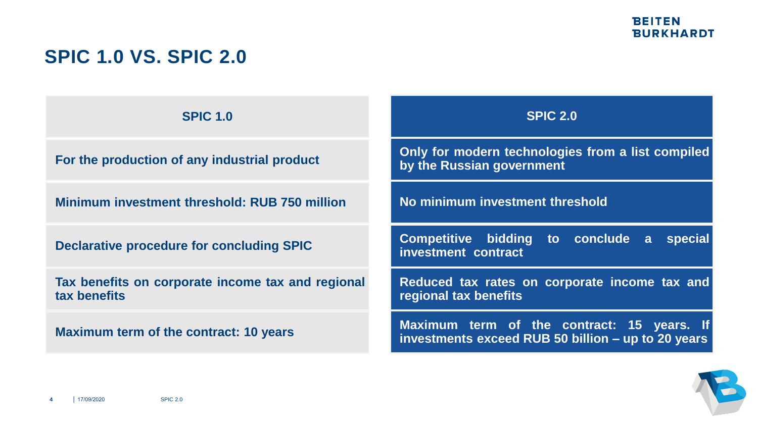# SPIC 1.0 VS. SPIC 2.0

| SPIC 1.0 | SPIC 2.0 |
| --- | --- |
| For the production of any industrial product | Only for modern technologies from a list compiled by the Russian government |
| Minimum investment threshold: RUB 750 million | No minimum investment threshold |
| Declarative procedure for concluding SPIC | Competitive bidding to conclude a special investment contract |
| Tax benefits on corporate income tax and regional tax benefits | Reduced tax rates on corporate income tax and regional tax benefits |
| Maximum term of the contract: 10 years | Maximum term of the contract: 15 years. If investments exceed RUB 50 billion – up to 20 years |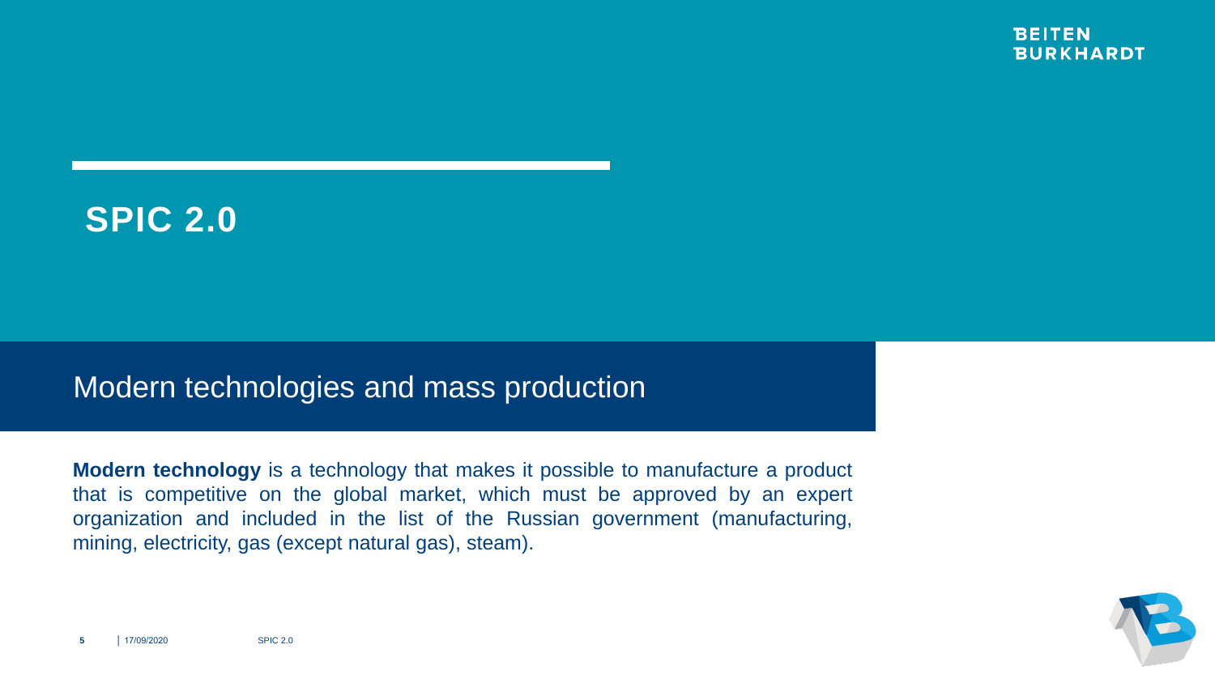# SPIC 2.0

## Modern technologies and mass production

**Modern technology** is a technology that makes it possible to manufacture a product that is competitive on the global market, which must be approved by an expert organization and included in the list of the Russian government (manufacturing, mining, electricity, gas (except natural gas), steam).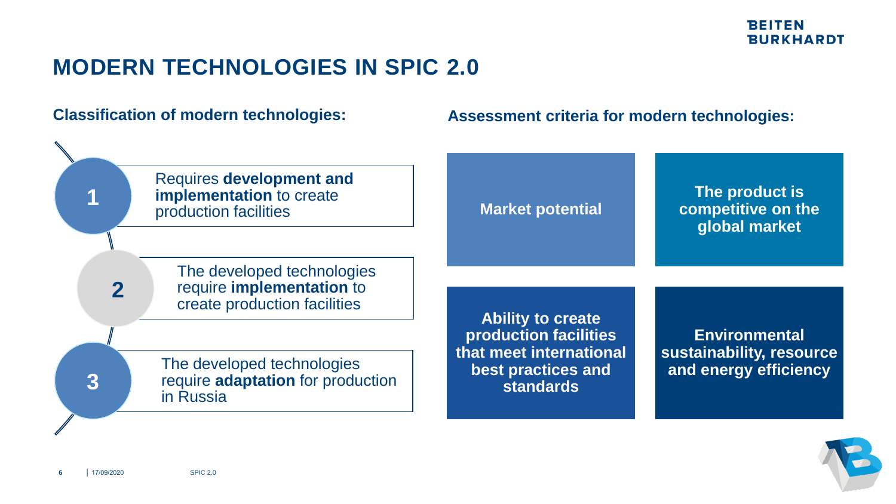# MODERN TECHNOLOGIES IN SPIC 2.0

## Classification of modern technologies:

1. Requires **development and implementation** to create production facilities
2. The developed technologies require **implementation** to create production facilities
3. The developed technologies require **adaptation** for production in Russia

## Assessment criteria for modern technologies:

- **Market potential**
- **The product is competitive on the global market**
- **Ability to create production facilities that meet international best practices and standards**
- **Environmental sustainability, resource and energy efficiency**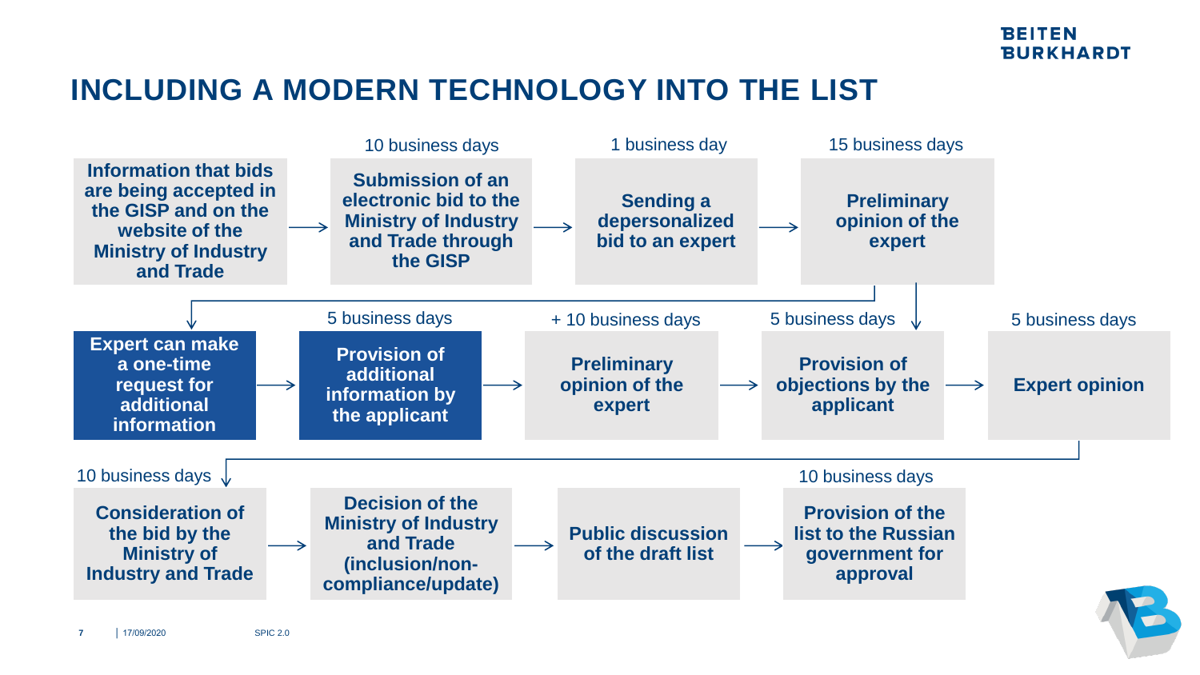# INCLUDING A MODERN TECHNOLOGY INTO THE LIST

1. **Information that bids are being accepted in the GISP and on the website of the Ministry of Industry and Trade**
2. **Submission of an electronic bid to the Ministry of Industry and Trade through the GISP** — 10 business days
3. **Sending a depersonalized bid to an expert** — 1 business day
4. **Preliminary opinion of the expert** — 15 business days
5. **Expert can make a one-time request for additional information**
6. **Provision of additional information by the applicant** — 5 business days
7. **Preliminary opinion of the expert** — + 10 business days
8. **Provision of objections by the applicant** — 5 business days
9. **Expert opinion** — 5 business days
10. **Consideration of the bid by the Ministry of Industry and Trade** — 10 business days
11. **Decision of the Ministry of Industry and Trade (inclusion/non-compliance/update)**
12. **Public discussion of the draft list**
13. **Provision of the list to the Russian government for approval** — 10 business days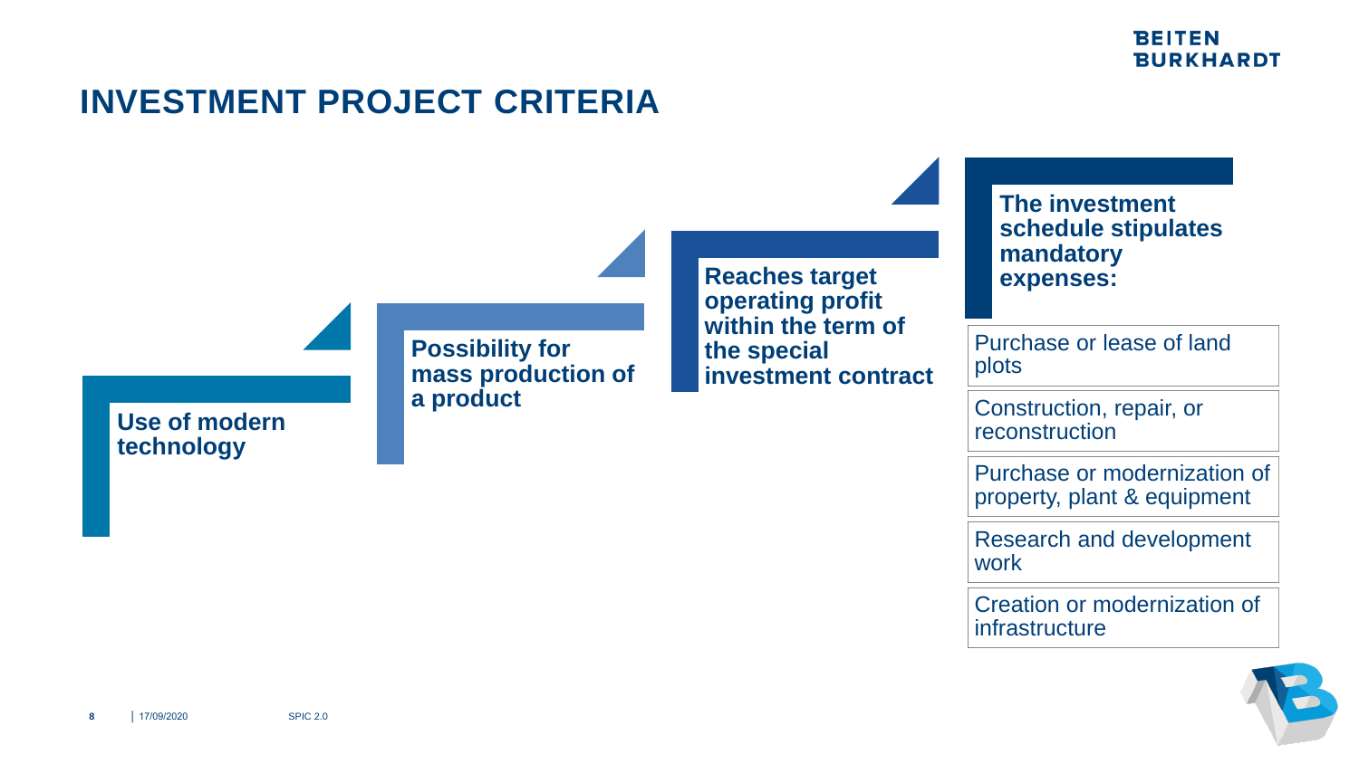# INVESTMENT PROJECT CRITERIA

**Use of modern technology**

**Possibility for mass production of a product**

**Reaches target operating profit within the term of the special investment contract**

**The investment schedule stipulates mandatory expenses:**

- Purchase or lease of land plots
- Construction, repair, or reconstruction
- Purchase or modernization of property, plant & equipment
- Research and development work
- Creation or modernization of infrastructure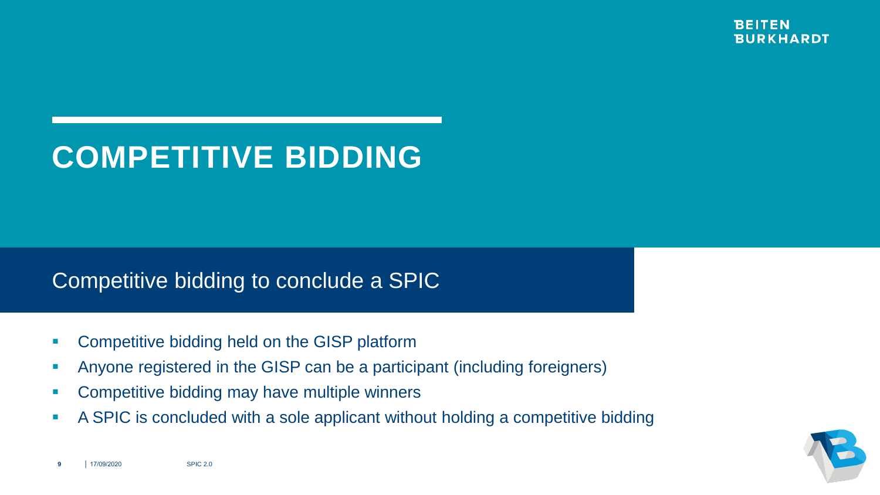# COMPETITIVE BIDDING

## Competitive bidding to conclude a SPIC

- Competitive bidding held on the GISP platform
- Anyone registered in the GISP can be a participant (including foreigners)
- Competitive bidding may have multiple winners
- A SPIC is concluded with a sole applicant without holding a competitive bidding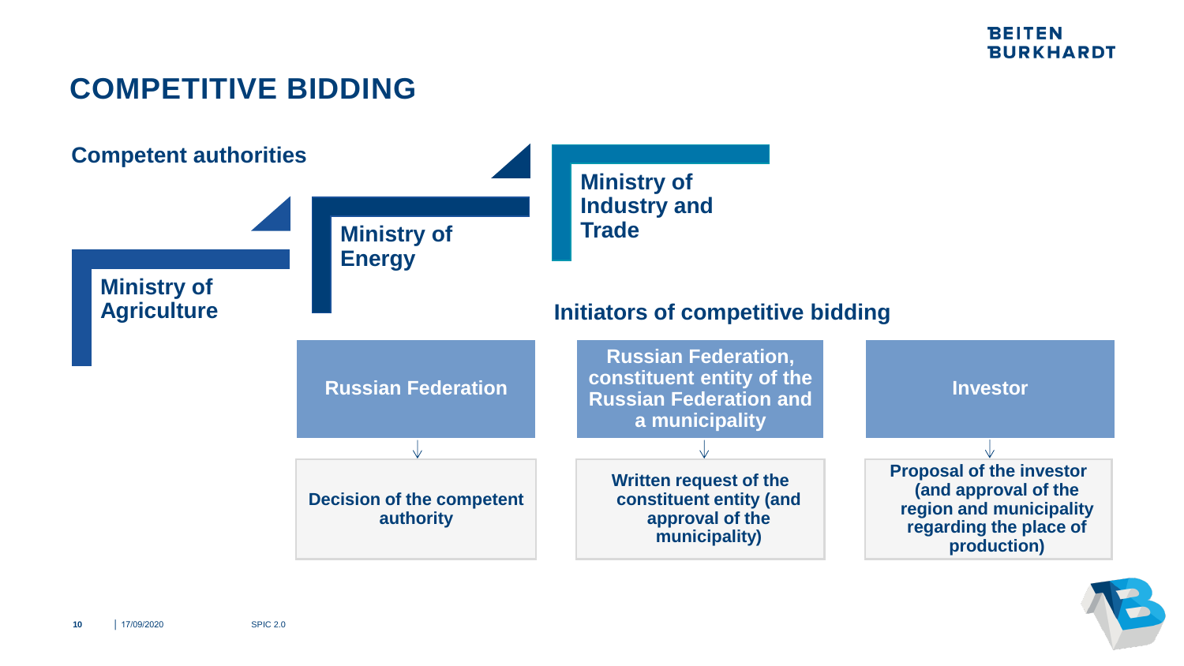# COMPETITIVE BIDDING

## Competent authorities

- Ministry of Agriculture
- Ministry of Energy
- Ministry of Industry and Trade

## Initiators of competitive bidding

| Russian Federation | Russian Federation, constituent entity of the Russian Federation and a municipality | Investor |
| --- | --- | --- |
| ↓ | ↓ | ↓ |
| Decision of the competent authority | Written request of the constituent entity (and approval of the municipality) | Proposal of the investor (and approval of the region and municipality regarding the place of production) |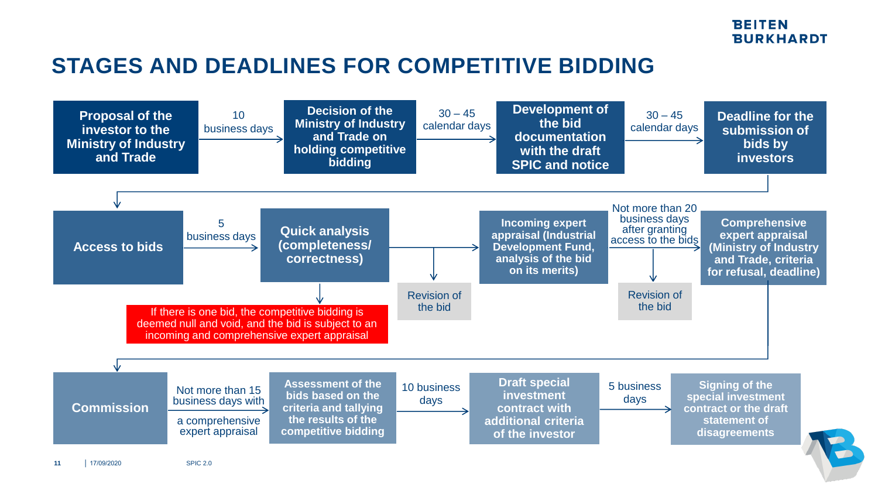# STAGES AND DEADLINES FOR COMPETITIVE BIDDING

**Proposal of the investor to the Ministry of Industry and Trade**

→ 10 business days →

**Decision of the Ministry of Industry and Trade on holding competitive bidding**

→ 30 – 45 calendar days →

**Development of the bid documentation with the draft SPIC and notice**

→ 30 – 45 calendar days →

**Deadline for the submission of bids by investors**

↓

**Access to bids**

→ 5 business days →

**Quick analysis (completeness/ correctness)**

↓ If there is one bid, the competitive bidding is deemed null and void, and the bid is subject to an incoming and comprehensive expert appraisal

↓ Revision of the bid

→ **Incoming expert appraisal (Industrial Development Fund, analysis of the bid on its merits)**

→ Not more than 20 business days after granting access to the bids →

↓ Revision of the bid

**Comprehensive expert appraisal (Ministry of Industry and Trade, criteria for refusal, deadline)**

↓

**Commission**

→ Not more than 15 business days with a comprehensive expert appraisal →

**Assessment of the bids based on the criteria and tallying the results of the competitive bidding**

→ 10 business days →

**Draft special investment contract with additional criteria of the investor**

→ 5 business days →

**Signing of the special investment contract or the draft statement of disagreements**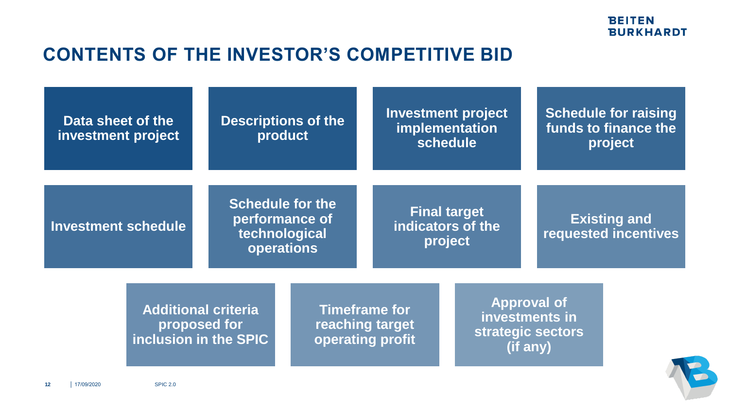# CONTENTS OF THE INVESTOR'S COMPETITIVE BID

- **Data sheet of the investment project**
- **Descriptions of the product**
- **Investment project implementation schedule**
- **Schedule for raising funds to finance the project**
- **Investment schedule**
- **Schedule for the performance of technological operations**
- **Final target indicators of the project**
- **Existing and requested incentives**
- **Additional criteria proposed for inclusion in the SPIC**
- **Timeframe for reaching target operating profit**
- **Approval of investments in strategic sectors (if any)**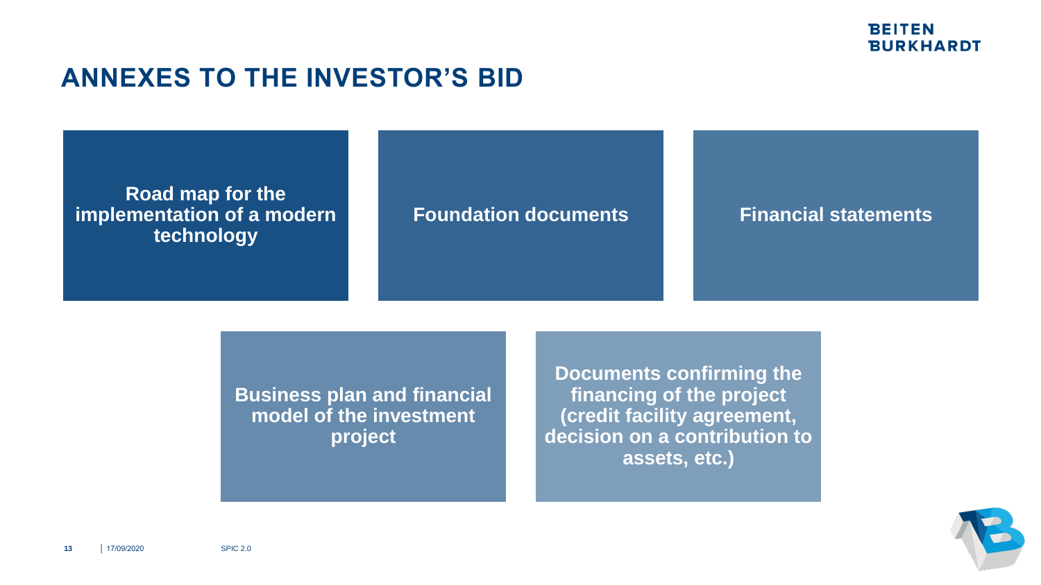# ANNEXES TO THE INVESTOR'S BID

- **Road map for the implementation of a modern technology**
- **Foundation documents**
- **Financial statements**
- **Business plan and financial model of the investment project**
- **Documents confirming the financing of the project (credit facility agreement, decision on a contribution to assets, etc.)**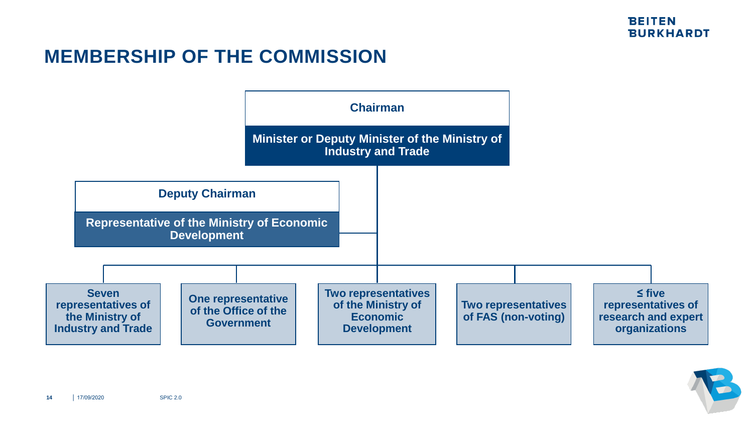# MEMBERSHIP OF THE COMMISSION

**Chairman**

**Minister or Deputy Minister of the Ministry of Industry and Trade**

**Deputy Chairman**

**Representative of the Ministry of Economic Development**

- **Seven representatives of the Ministry of Industry and Trade**
- **One representative of the Office of the Government**
- **Two representatives of the Ministry of Economic Development**
- **Two representatives of FAS (non-voting)**
- **≤ five representatives of research and expert organizations**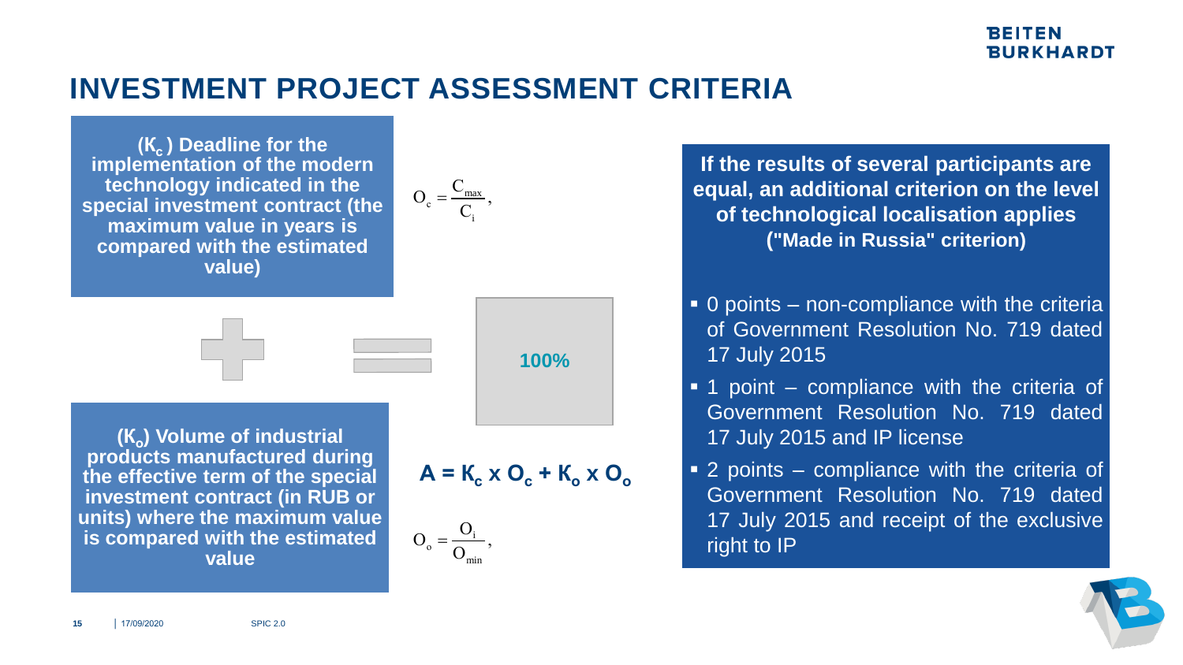# INVESTMENT PROJECT ASSESSMENT CRITERIA

**($К_c$) Deadline for the implementation of the modern technology indicated in the special investment contract (the maximum value in years is compared with the estimated value)**

$$O_c = \frac{C_{max}}{C_i},$$

**($К_o$) Volume of industrial products manufactured during the effective term of the special investment contract (in RUB or units) where the maximum value is compared with the estimated value**

$$O_o = \frac{O_i}{O_{min}},$$

**100%**

$$A = К_c \times O_c + К_o \times O_o$$

**If the results of several participants are equal, an additional criterion on the level of technological localisation applies ("Made in Russia" criterion)**

- 0 points – non-compliance with the criteria of Government Resolution No. 719 dated 17 July 2015
- 1 point – compliance with the criteria of Government Resolution No. 719 dated 17 July 2015 and IP license
- 2 points – compliance with the criteria of Government Resolution No. 719 dated 17 July 2015 and receipt of the exclusive right to IP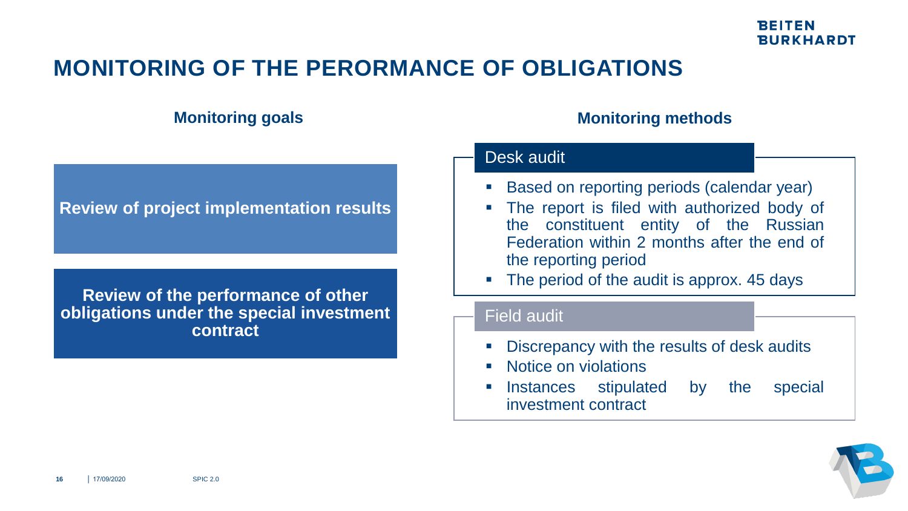# MONITORING OF THE PERORMANCE OF OBLIGATIONS

## Monitoring goals

**Review of project implementation results**

**Review of the performance of other obligations under the special investment contract**

## Monitoring methods

### Desk audit

- Based on reporting periods (calendar year)
- The report is filed with authorized body of the constituent entity of the Russian Federation within 2 months after the end of the reporting period
- The period of the audit is approx. 45 days

### Field audit

- Discrepancy with the results of desk audits
- Notice on violations
- Instances stipulated by the special investment contract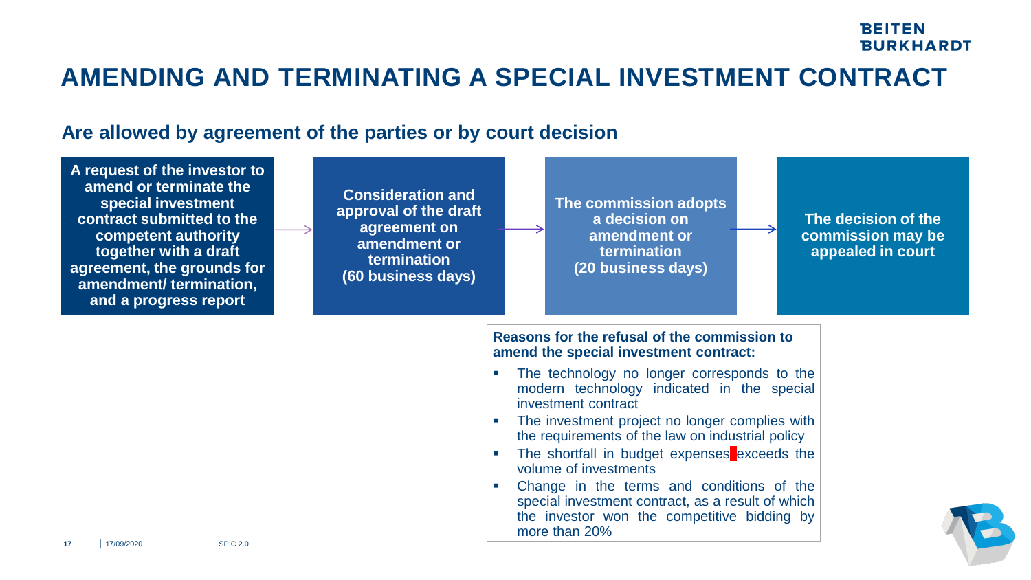# AMENDING AND TERMINATING A SPECIAL INVESTMENT CONTRACT

## Are allowed by agreement of the parties or by court decision

**A request of the investor to amend or terminate the special investment contract submitted to the competent authority together with a draft agreement, the grounds for amendment/ termination, and a progress report**

→

**Consideration and approval of the draft agreement on amendment or termination (60 business days)**

→

**The commission adopts a decision on amendment or termination (20 business days)**

→

**The decision of the commission may be appealed in court**

**Reasons for the refusal of the commission to amend the special investment contract:**

- The technology no longer corresponds to the modern technology indicated in the special investment contract
- The investment project no longer complies with the requirements of the law on industrial policy
- The shortfall in budget expenses exceeds the volume of investments
- Change in the terms and conditions of the special investment contract, as a result of which the investor won the competitive bidding by more than 20%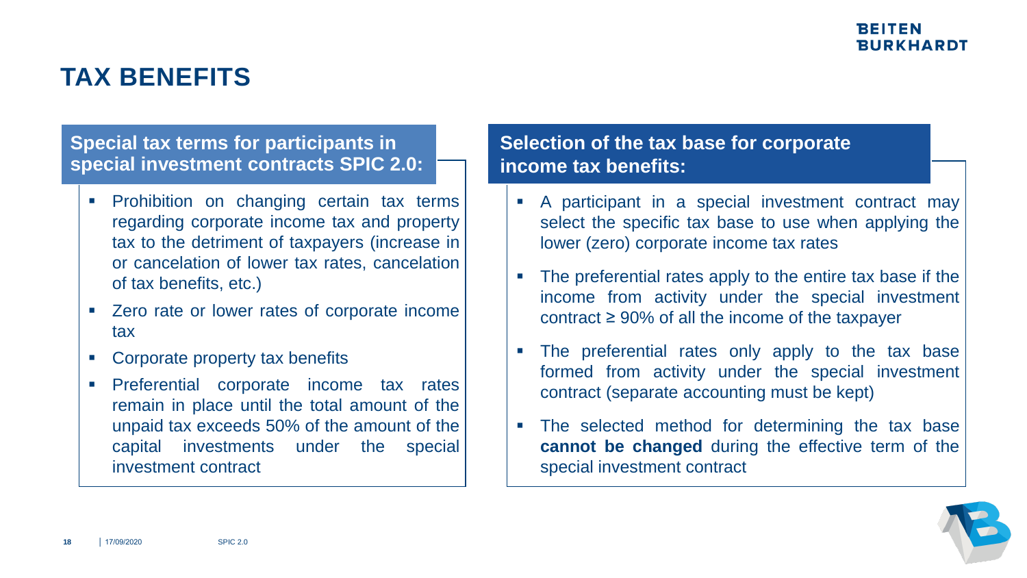# TAX BENEFITS

## Special tax terms for participants in special investment contracts SPIC 2.0:

- Prohibition on changing certain tax terms regarding corporate income tax and property tax to the detriment of taxpayers (increase in or cancelation of lower tax rates, cancelation of tax benefits, etc.)
- Zero rate or lower rates of corporate income tax
- Corporate property tax benefits
- Preferential corporate income tax rates remain in place until the total amount of the unpaid tax exceeds 50% of the amount of the capital investments under the special investment contract

## Selection of the tax base for corporate income tax benefits:

- A participant in a special investment contract may select the specific tax base to use when applying the lower (zero) corporate income tax rates
- The preferential rates apply to the entire tax base if the income from activity under the special investment contract ≥ 90% of all the income of the taxpayer
- The preferential rates only apply to the tax base formed from activity under the special investment contract (separate accounting must be kept)
- The selected method for determining the tax base **cannot be changed** during the effective term of the special investment contract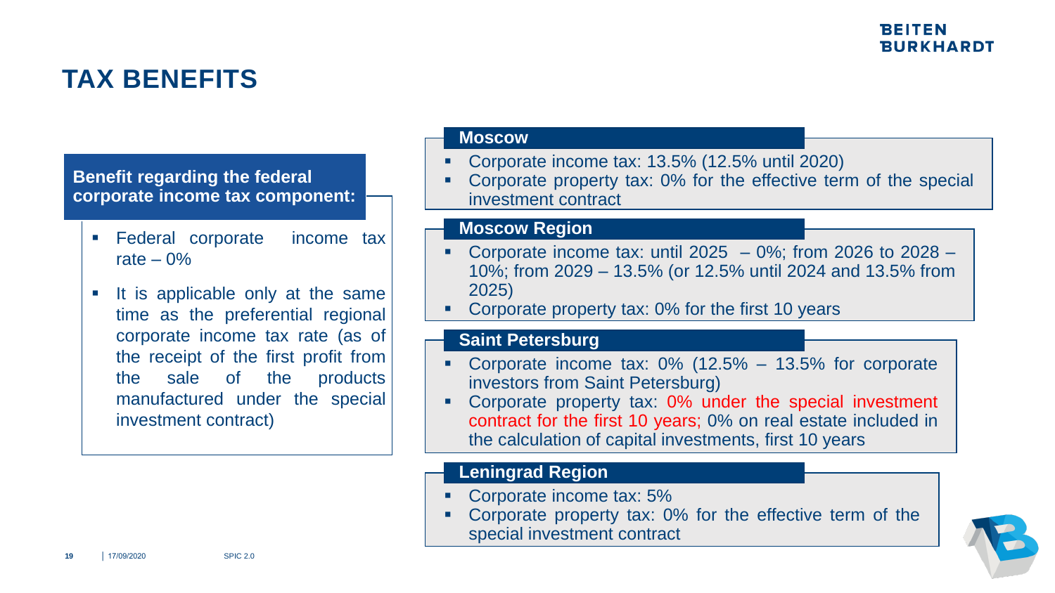# TAX BENEFITS

**Benefit regarding the federal corporate income tax component:**

- Federal corporate income tax rate – 0%
- It is applicable only at the same time as the preferential regional corporate income tax rate (as of the receipt of the first profit from the sale of the products manufactured under the special investment contract)

### Moscow

- Corporate income tax: 13.5% (12.5% until 2020)
- Corporate property tax: 0% for the effective term of the special investment contract

### Moscow Region

- Corporate income tax: until 2025 – 0%; from 2026 to 2028 – 10%; from 2029 – 13.5% (or 12.5% until 2024 and 13.5% from 2025)
- Corporate property tax: 0% for the first 10 years

### Saint Petersburg

- Corporate income tax: 0% (12.5% – 13.5% for corporate investors from Saint Petersburg)
- Corporate property tax: 0% under the special investment contract for the first 10 years; 0% on real estate included in the calculation of capital investments, first 10 years

### Leningrad Region

- Corporate income tax: 5%
- Corporate property tax: 0% for the effective term of the special investment contract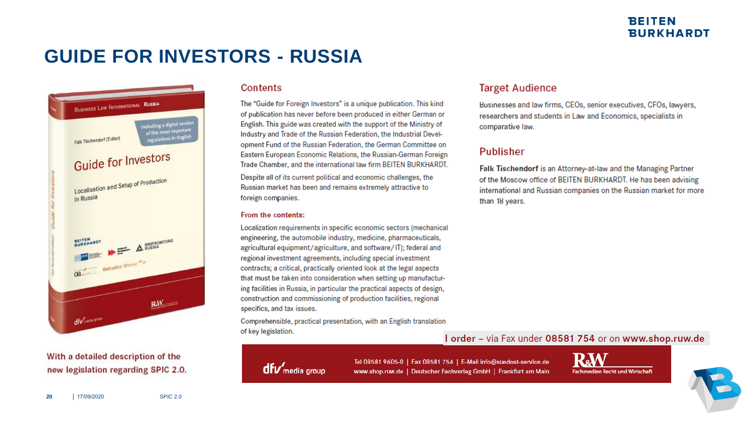# GUIDE FOR INVESTORS - RUSSIA

With a detailed description of the new legislation regarding SPIC 2.0.

## Contents

The "Guide for Foreign Investors" is a unique publication. This kind of publication has never before been produced in either German or English. This guide was created with the support of the Ministry of Industry and Trade of the Russian Federation, the Industrial Development Fund of the Russian Federation, the German Committee on Eastern European Economic Relations, the Russian-German Foreign Trade Chamber, and the international law firm BEITEN BURKHARDT.

Despite all of its current political and economic challenges, the Russian market has been and remains extremely attractive to foreign companies.

### From the contents:

Localization requirements in specific economic sectors (mechanical engineering, the automobile industry, medicine, pharmaceuticals, agricultural equipment/agriculture, and software/IT); federal and regional investment agreements, including special investment contracts; a critical, practically oriented look at the legal aspects that must be taken into consideration when setting up manufacturing facilities in Russia, in particular the practical aspects of design, construction and commissioning of production facilities, regional specifics, and tax issues.

Comprehensible, practical presentation, with an English translation of key legislation.

## Target Audience

Businesses and law firms, CEOs, senior executives, CFOs, lawyers, researchers and students in Law and Economics, specialists in comparative law.

## Publisher

**Falk Tischendorf** is an Attorney-at-law and the Managing Partner of the Moscow office of BEITEN BURKHARDT. He has been advising international and Russian companies on the Russian market for more than 18 years.

**I order** – via Fax under **08581 754** or on **www.shop.ruw.de**

dfv media group

Tel 08581 9605-0 | Fax 08581 754 | E-Mail info@suedost-service.de
www.shop.ruw.de | Deutscher Fachverlag GmbH | Frankfurt am Main

R&W Fachmedien Recht und Wirtschaft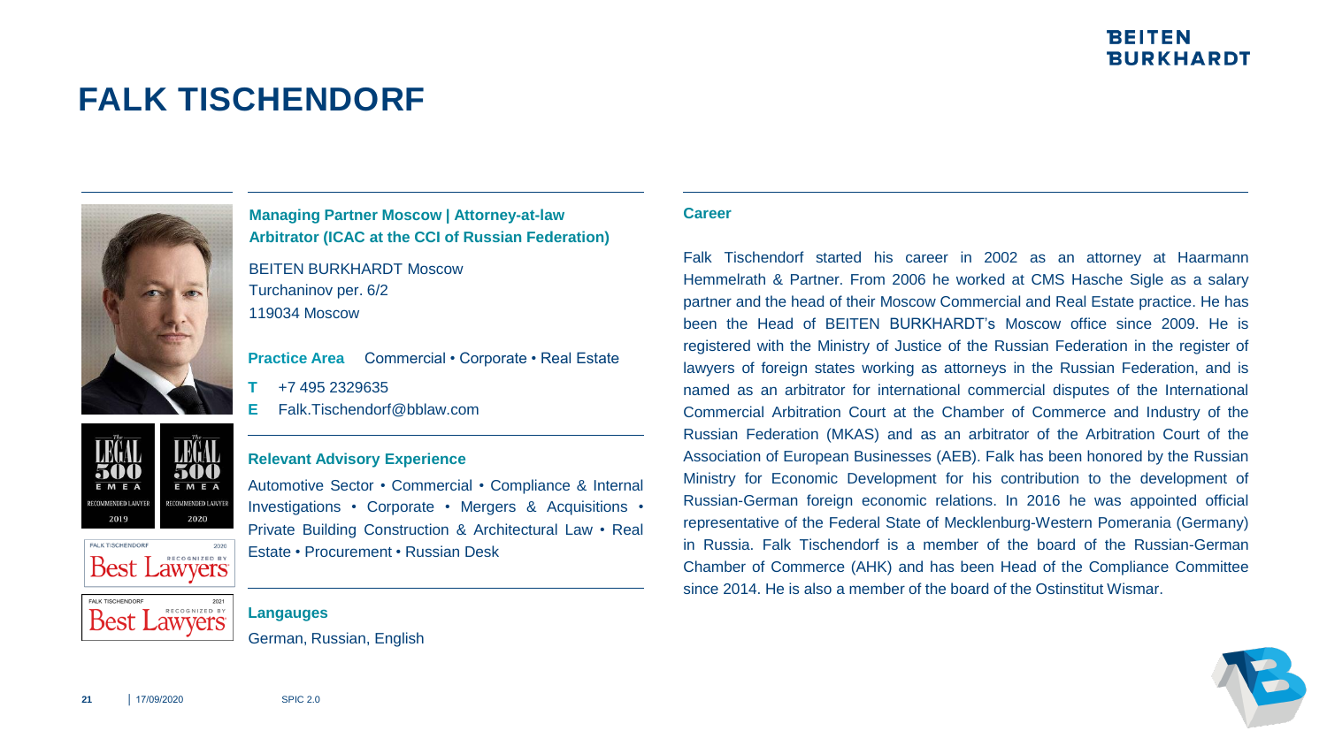# FALK TISCHENDORF

**Managing Partner Moscow | Attorney-at-law**
**Arbitrator (ICAC at the CCI of Russian Federation)**

BEITEN BURKHARDT Moscow
Turchaninov per. 6/2
119034 Moscow

**Practice Area** Commercial • Corporate • Real Estate

**T** +7 495 2329635
**E** Falk.Tischendorf@bblaw.com

### Relevant Advisory Experience

Automotive Sector • Commercial • Compliance & Internal Investigations • Corporate • Mergers & Acquisitions • Private Building Construction & Architectural Law • Real Estate • Procurement • Russian Desk

### Langauges

German, Russian, English

### Career

Falk Tischendorf started his career in 2002 as an attorney at Haarmann Hemmelrath & Partner. From 2006 he worked at CMS Hasche Sigle as a salary partner and the head of their Moscow Commercial and Real Estate practice. He has been the Head of BEITEN BURKHARDT's Moscow office since 2009. He is registered with the Ministry of Justice of the Russian Federation in the register of lawyers of foreign states working as attorneys in the Russian Federation, and is named as an arbitrator for international commercial disputes of the International Commercial Arbitration Court at the Chamber of Commerce and Industry of the Russian Federation (MKAS) and as an arbitrator of the Arbitration Court of the Association of European Businesses (AEB). Falk has been honored by the Russian Ministry for Economic Development for his contribution to the development of Russian-German foreign economic relations. In 2016 he was appointed official representative of the Federal State of Mecklenburg-Western Pomerania (Germany) in Russia. Falk Tischendorf is a member of the board of the Russian-German Chamber of Commerce (AHK) and has been Head of the Compliance Committee since 2014. He is also a member of the board of the Ostinstitut Wismar.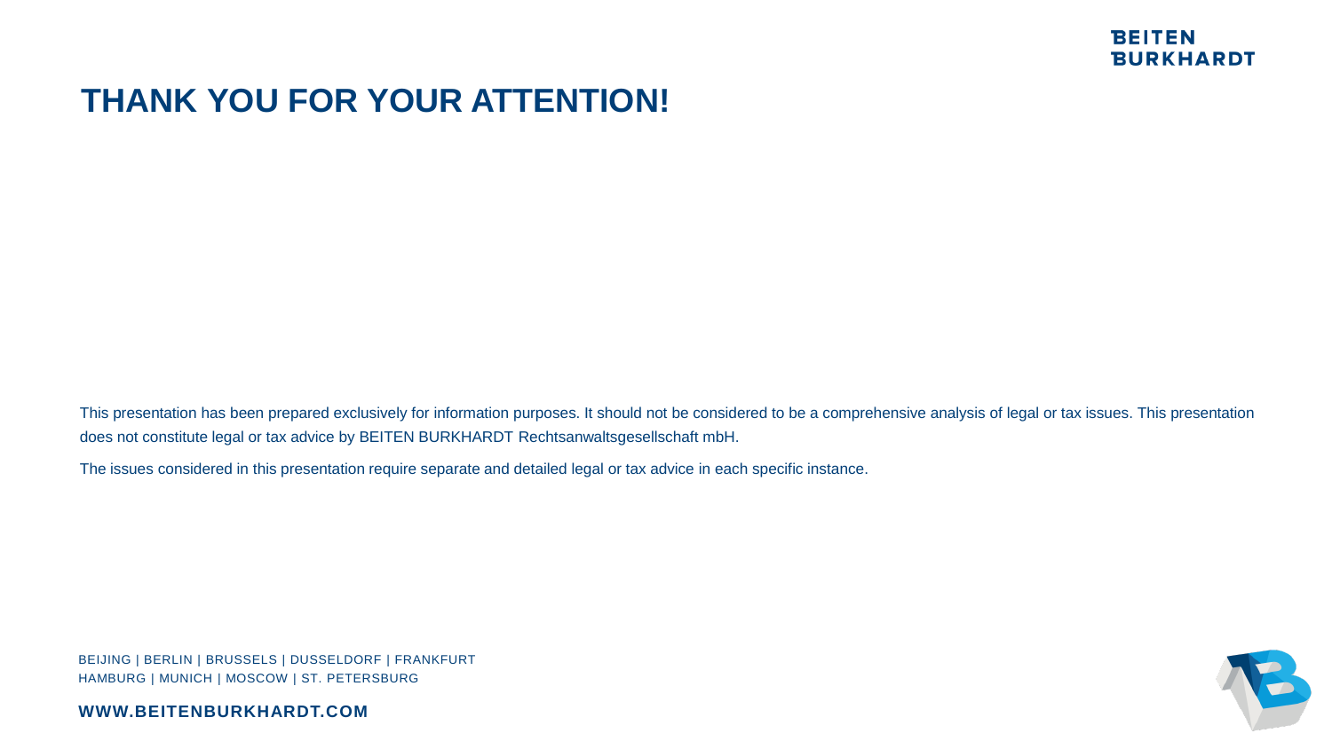# THANK YOU FOR YOUR ATTENTION!

This presentation has been prepared exclusively for information purposes. It should not be considered to be a comprehensive analysis of legal or tax issues. This presentation does not constitute legal or tax advice by BEITEN BURKHARDT Rechtsanwaltsgesellschaft mbH.

The issues considered in this presentation require separate and detailed legal or tax advice in each specific instance.

BEIJING | BERLIN | BRUSSELS | DUSSELDORF | FRANKFURT
HAMBURG | MUNICH | MOSCOW | ST. PETERSBURG

**WWW.BEITENBURKHARDT.COM**